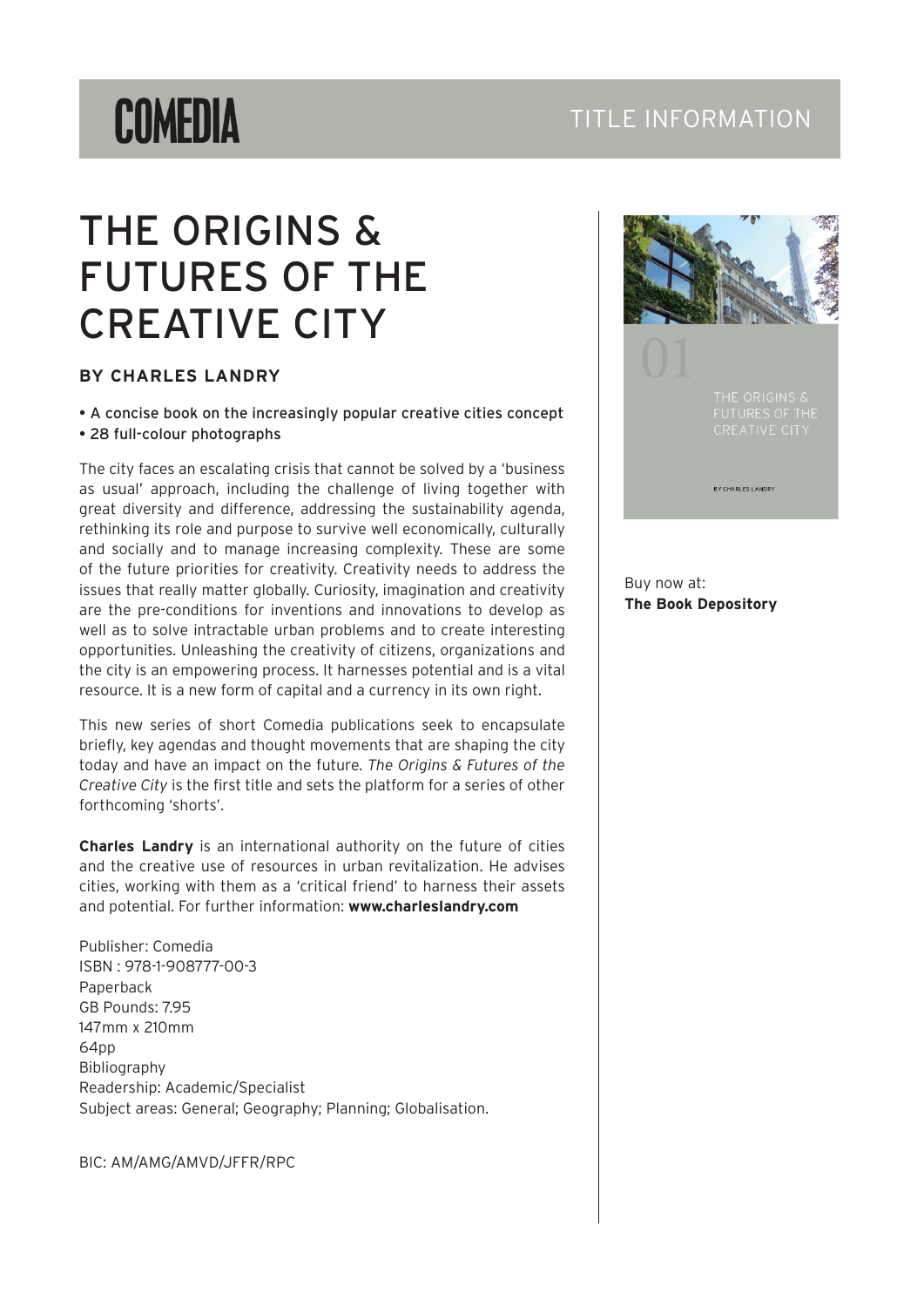COMEDIA

TITLE INFORMATION

# THE ORIGINS & FUTURES OF THE CREATIVE CITY

**BY CHARLES LANDRY**

- A concise book on the increasingly popular creative cities concept
- 28 full-colour photographs

The city faces an escalating crisis that cannot be solved by a 'business as usual' approach, including the challenge of living together with great diversity and difference, addressing the sustainability agenda, rethinking its role and purpose to survive well economically, culturally and socially and to manage increasing complexity. These are some of the future priorities for creativity. Creativity needs to address the issues that really matter globally. Curiosity, imagination and creativity are the pre-conditions for inventions and innovations to develop as well as to solve intractable urban problems and to create interesting opportunities. Unleashing the creativity of citizens, organizations and the city is an empowering process. It harnesses potential and is a vital resource. It is a new form of capital and a currency in its own right.

This new series of short Comedia publications seek to encapsulate briefly, key agendas and thought movements that are shaping the city today and have an impact on the future. *The Origins & Futures of the Creative City* is the first title and sets the platform for a series of other forthcoming 'shorts'.

**Charles Landry** is an international authority on the future of cities and the creative use of resources in urban revitalization. He advises cities, working with them as a 'critical friend' to harness their assets and potential. For further information: **www.charleslandry.com**

Publisher: Comedia
ISBN : 978-1-908777-00-3
Paperback
GB Pounds: 7.95
147mm x 210mm
64pp
Bibliography
Readership: Academic/Specialist
Subject areas: General; Geography; Planning; Globalisation.

BIC: AM/AMG/AMVD/JFFR/RPC

01

THE ORIGINS & FUTURES OF THE CREATIVE CITY

BY CHARLES LANDRY

Buy now at:
**The Book Depository**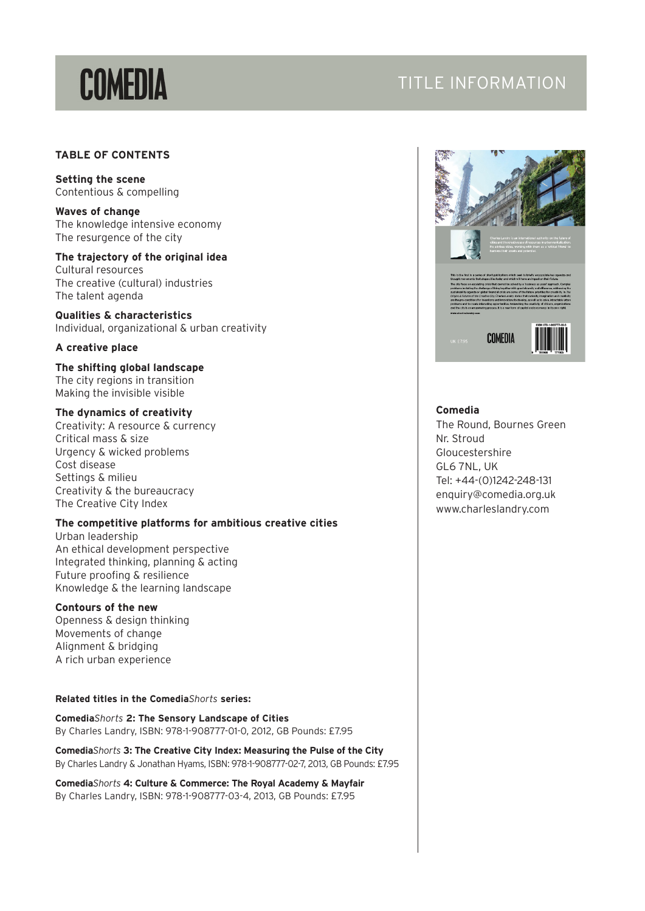# COMEDIA

TITLE INFORMATION

**TABLE OF CONTENTS**

**Setting the scene**
Contentious & compelling

**Waves of change**
The knowledge intensive economy
The resurgence of the city

**The trajectory of the original idea**
Cultural resources
The creative (cultural) industries
The talent agenda

**Qualities & characteristics**
Individual, organizational & urban creativity

**A creative place**

**The shifting global landscape**
The city regions in transition
Making the invisible visible

**The dynamics of creativity**
Creativity: A resource & currency
Critical mass & size
Urgency & wicked problems
Cost disease
Settings & milieu
Creativity & the bureaucracy
The Creative City Index

**The competitive platforms for ambitious creative cities**
Urban leadership
An ethical development perspective
Integrated thinking, planning & acting
Future proofing & resilience
Knowledge & the learning landscape

**Contours of the new**
Openness & design thinking
Movements of change
Alignment & bridging
A rich urban experience

**Related titles in the Comedia*Shorts* series:**

**Comedia*Shorts* 2: The Sensory Landscape of Cities**
By Charles Landry, ISBN: 978-1-908777-01-0, 2012, GB Pounds: £7.95

**Comedia*Shorts* 3: The Creative City Index: Measuring the Pulse of the City**
By Charles Landry & Jonathan Hyams, ISBN: 978-1-908777-02-7, 2013, GB Pounds: £7.95

**Comedia*Shorts* 4: Culture & Commerce: The Royal Academy & Mayfair**
By Charles Landry, ISBN: 978-1-908777-03-4, 2013, GB Pounds: £7.95

**Comedia**
The Round, Bournes Green
Nr. Stroud
Gloucestershire
GL6 7NL, UK
Tel: +44-(0)1242-248-131
enquiry@comedia.org.uk
www.charleslandry.com